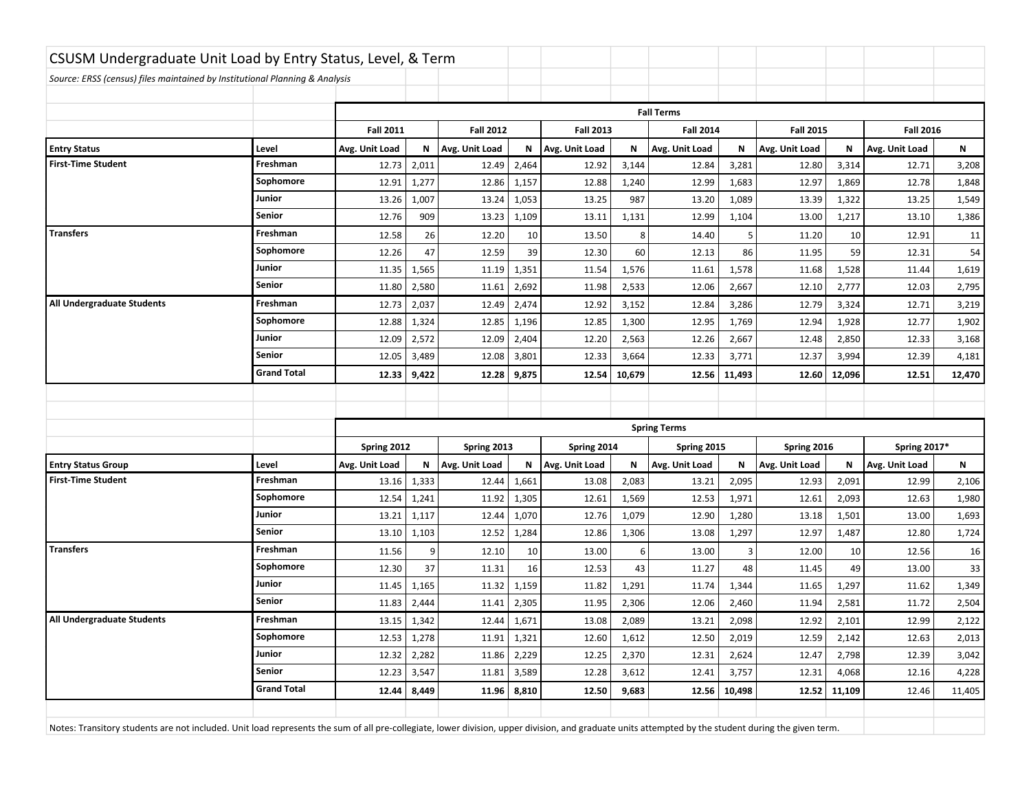# CSUSM Undergraduate Unit Load by Entry Status, Level, & Term

*Source: ERSS (census) files maintained by Institutional Planning & Analysis*

| | | Fall Terms | | | | | | | | | | | |
|---|---|---|---|---|---|---|---|---|---|---|---|---|---|
| | | Fall 2011 | | Fall 2012 | | Fall 2013 | | Fall 2014 | | Fall 2015 | | Fall 2016 | |
| **Entry Status** | **Level** | **Avg. Unit Load** | **N** | **Avg. Unit Load** | **N** | **Avg. Unit Load** | **N** | **Avg. Unit Load** | **N** | **Avg. Unit Load** | **N** | **Avg. Unit Load** | **N** |
| **First-Time Student** | **Freshman** | 12.73 | 2,011 | 12.49 | 2,464 | 12.92 | 3,144 | 12.84 | 3,281 | 12.80 | 3,314 | 12.71 | 3,208 |
| | **Sophomore** | 12.91 | 1,277 | 12.86 | 1,157 | 12.88 | 1,240 | 12.99 | 1,683 | 12.97 | 1,869 | 12.78 | 1,848 |
| | **Junior** | 13.26 | 1,007 | 13.24 | 1,053 | 13.25 | 987 | 13.20 | 1,089 | 13.39 | 1,322 | 13.25 | 1,549 |
| | **Senior** | 12.76 | 909 | 13.23 | 1,109 | 13.11 | 1,131 | 12.99 | 1,104 | 13.00 | 1,217 | 13.10 | 1,386 |
| **Transfers** | **Freshman** | 12.58 | 26 | 12.20 | 10 | 13.50 | 8 | 14.40 | 5 | 11.20 | 10 | 12.91 | 11 |
| | **Sophomore** | 12.26 | 47 | 12.59 | 39 | 12.30 | 60 | 12.13 | 86 | 11.95 | 59 | 12.31 | 54 |
| | **Junior** | 11.35 | 1,565 | 11.19 | 1,351 | 11.54 | 1,576 | 11.61 | 1,578 | 11.68 | 1,528 | 11.44 | 1,619 |
| | **Senior** | 11.80 | 2,580 | 11.61 | 2,692 | 11.98 | 2,533 | 12.06 | 2,667 | 12.10 | 2,777 | 12.03 | 2,795 |
| **All Undergraduate Students** | **Freshman** | 12.73 | 2,037 | 12.49 | 2,474 | 12.92 | 3,152 | 12.84 | 3,286 | 12.79 | 3,324 | 12.71 | 3,219 |
| | **Sophomore** | 12.88 | 1,324 | 12.85 | 1,196 | 12.85 | 1,300 | 12.95 | 1,769 | 12.94 | 1,928 | 12.77 | 1,902 |
| | **Junior** | 12.09 | 2,572 | 12.09 | 2,404 | 12.20 | 2,563 | 12.26 | 2,667 | 12.48 | 2,850 | 12.33 | 3,168 |
| | **Senior** | 12.05 | 3,489 | 12.08 | 3,801 | 12.33 | 3,664 | 12.33 | 3,771 | 12.37 | 3,994 | 12.39 | 4,181 |
| | **Grand Total** | **12.33** | **9,422** | **12.28** | **9,875** | **12.54** | **10,679** | **12.56** | **11,493** | **12.60** | **12,096** | **12.51** | **12,470** |

| | | Spring Terms | | | | | | | | | | | |
|---|---|---|---|---|---|---|---|---|---|---|---|---|---|
| | | Spring 2012 | | Spring 2013 | | Spring 2014 | | Spring 2015 | | Spring 2016 | | Spring 2017* | |
| **Entry Status Group** | **Level** | **Avg. Unit Load** | **N** | **Avg. Unit Load** | **N** | **Avg. Unit Load** | **N** | **Avg. Unit Load** | **N** | **Avg. Unit Load** | **N** | **Avg. Unit Load** | **N** |
| **First-Time Student** | **Freshman** | 13.16 | 1,333 | 12.44 | 1,661 | 13.08 | 2,083 | 13.21 | 2,095 | 12.93 | 2,091 | 12.99 | 2,106 |
| | **Sophomore** | 12.54 | 1,241 | 11.92 | 1,305 | 12.61 | 1,569 | 12.53 | 1,971 | 12.61 | 2,093 | 12.63 | 1,980 |
| | **Junior** | 13.21 | 1,117 | 12.44 | 1,070 | 12.76 | 1,079 | 12.90 | 1,280 | 13.18 | 1,501 | 13.00 | 1,693 |
| | **Senior** | 13.10 | 1,103 | 12.52 | 1,284 | 12.86 | 1,306 | 13.08 | 1,297 | 12.97 | 1,487 | 12.80 | 1,724 |
| **Transfers** | **Freshman** | 11.56 | 9 | 12.10 | 10 | 13.00 | 6 | 13.00 | 3 | 12.00 | 10 | 12.56 | 16 |
| | **Sophomore** | 12.30 | 37 | 11.31 | 16 | 12.53 | 43 | 11.27 | 48 | 11.45 | 49 | 13.00 | 33 |
| | **Junior** | 11.45 | 1,165 | 11.32 | 1,159 | 11.82 | 1,291 | 11.74 | 1,344 | 11.65 | 1,297 | 11.62 | 1,349 |
| | **Senior** | 11.83 | 2,444 | 11.41 | 2,305 | 11.95 | 2,306 | 12.06 | 2,460 | 11.94 | 2,581 | 11.72 | 2,504 |
| **All Undergraduate Students** | **Freshman** | 13.15 | 1,342 | 12.44 | 1,671 | 13.08 | 2,089 | 13.21 | 2,098 | 12.92 | 2,101 | 12.99 | 2,122 |
| | **Sophomore** | 12.53 | 1,278 | 11.91 | 1,321 | 12.60 | 1,612 | 12.50 | 2,019 | 12.59 | 2,142 | 12.63 | 2,013 |
| | **Junior** | 12.32 | 2,282 | 11.86 | 2,229 | 12.25 | 2,370 | 12.31 | 2,624 | 12.47 | 2,798 | 12.39 | 3,042 |
| | **Senior** | 12.23 | 3,547 | 11.81 | 3,589 | 12.28 | 3,612 | 12.41 | 3,757 | 12.31 | 4,068 | 12.16 | 4,228 |
| | **Grand Total** | **12.44** | **8,449** | **11.96** | **8,810** | **12.50** | **9,683** | **12.56** | **10,498** | **12.52** | **11,109** | 12.46 | 11,405 |

Notes: Transitory students are not included. Unit load represents the sum of all pre-collegiate, lower division, upper division, and graduate units attempted by the student during the given term.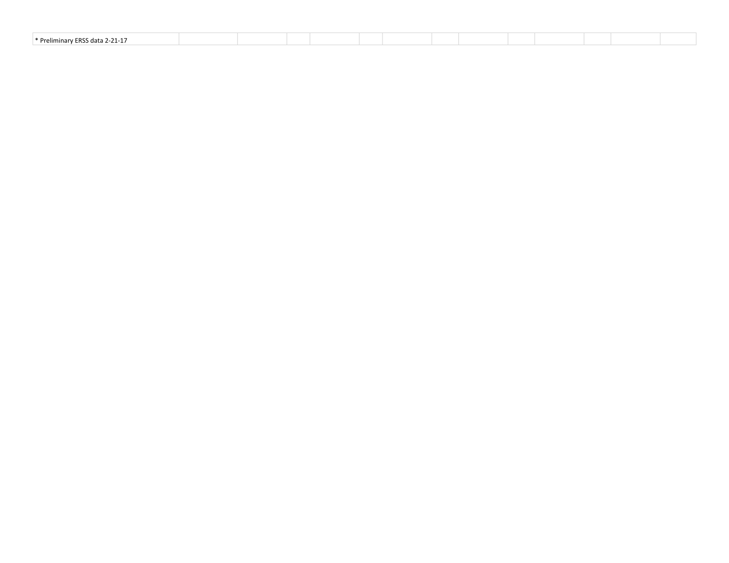* Preliminary ERSS data 2-21-17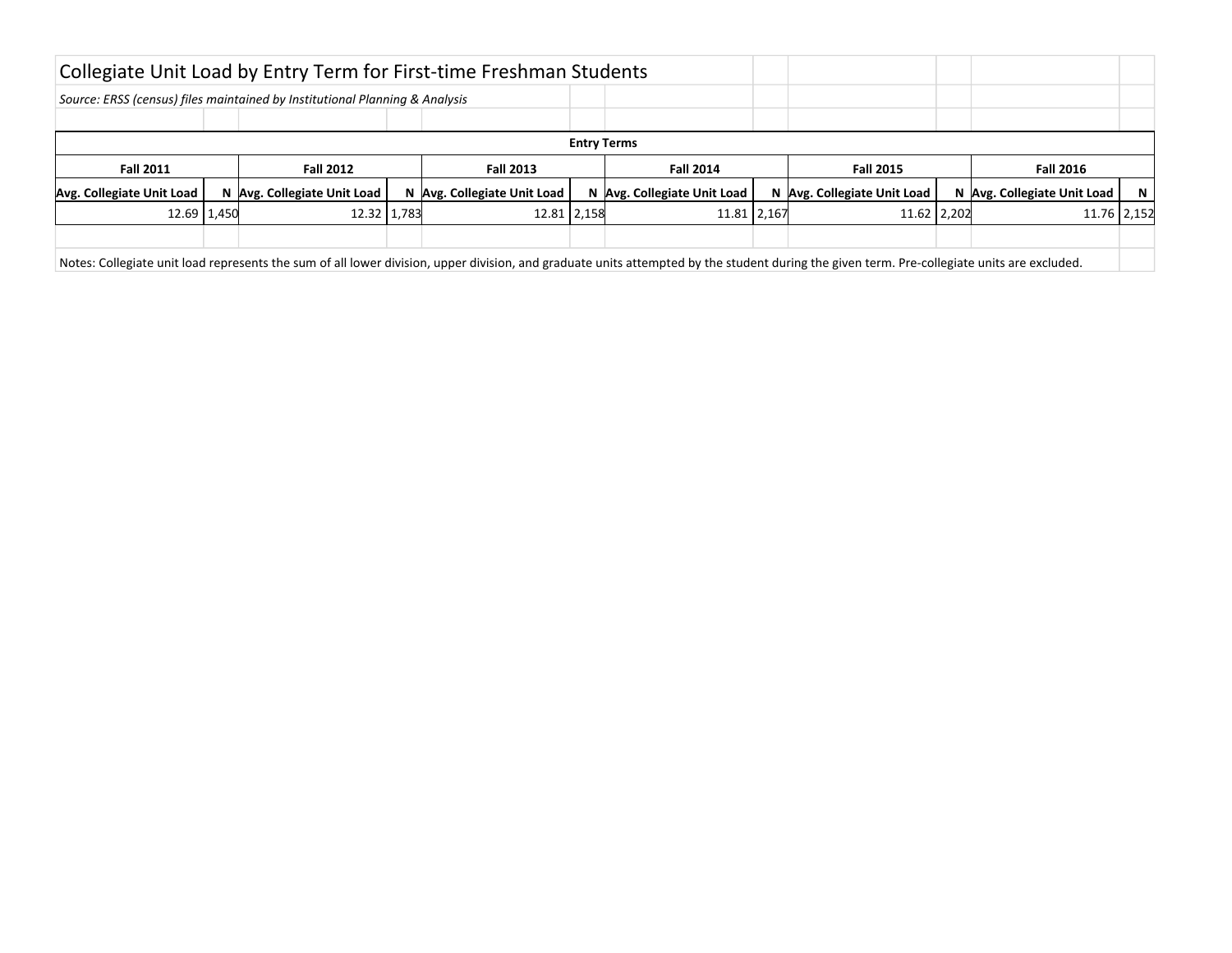# Collegiate Unit Load by Entry Term for First-time Freshman Students

*Source: ERSS (census) files maintained by Institutional Planning & Analysis*

| Entry Terms | | | | | | | | | | | |
|---|---|---|---|---|---|---|---|---|---|---|---|
| Fall 2011 | | Fall 2012 | | Fall 2013 | | Fall 2014 | | Fall 2015 | | Fall 2016 | |
| Avg. Collegiate Unit Load | N | Avg. Collegiate Unit Load | N | Avg. Collegiate Unit Load | N | Avg. Collegiate Unit Load | N | Avg. Collegiate Unit Load | N | Avg. Collegiate Unit Load | N |
| 12.69 | 1,450 | 12.32 | 1,783 | 12.81 | 2,158 | 11.81 | 2,167 | 11.62 | 2,202 | 11.76 | 2,152 |

Notes: Collegiate unit load represents the sum of all lower division, upper division, and graduate units attempted by the student during the given term. Pre-collegiate units are excluded.